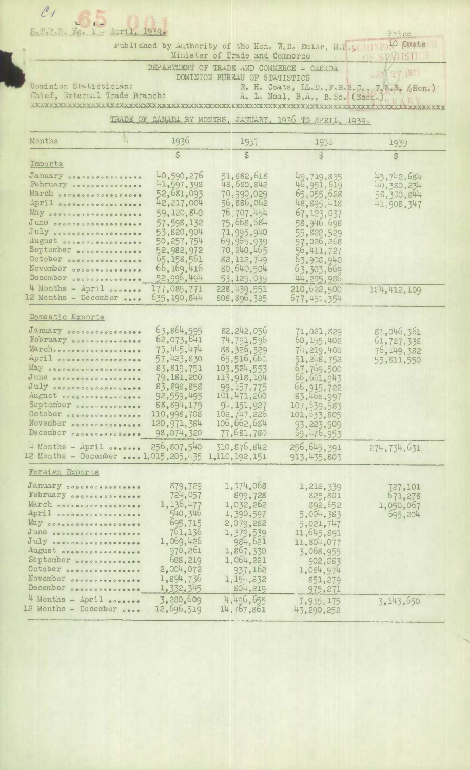R.T.P.E. No. 1 - April, 1939.

Price 10 Cents

Published by Authority of the Hon. W. D. Euler, M.P., Minister of Trade and Commerce

DEPARTMENT OF TRADE AND COMMERCE - CANADA
DOMINION BUREAU OF STATISTICS

Dominion Statistician: R. H. Coats, LL.D., F.R.S.C., F.S.S. (Hon.)
Chief, External Trade Branch: A. L. Neal, B.A., B.Sc. (Econ.)

## TRADE OF CANADA BY MONTHS, JANUARY, 1936 TO APRIL, 1939.

| Months | 1936 | 1937 | 1938 | 1939 |
|---|---|---|---|---|
| | $ | $ | $ | $ |
| **Imports** | | | | |
| January | 40,590,276 | 51,882,618 | 49,719,835 | 43,742,684 |
| February | 41,597,398 | 48,680,842 | 46,951,619 | 40,380,234 |
| March | 52,681,093 | 70,990,029 | 65,055,628 | 58,380,844 |
| April | 42,217,004 | 56,886,062 | 48,895,418 | 41,908,347 |
| May | 59,120,840 | 76,707,454 | 67,123,037 | |
| June | 57,598,132 | 75,668,684 | 58,946,698 | |
| July | 53,820,904 | 71,995,940 | 55,822,529 | |
| August | 50,257,754 | 69,965,939 | 57,026,268 | |
| September | 52,982,972 | 70,240,465 | 56,411,727 | |
| October | 65,158,561 | 82,112,749 | 63,908,940 | |
| November | 66,169,416 | 80,640,504 | 63,303,669 | |
| December | 52,996,494 | 53,125,039 | 44,285,986 | |
| 4 Months - April | 177,085,771 | 228,439,551 | 210,622,500 | 184,412,109 |
| 12 Months - December | 635,190,844 | 808,896,325 | 677,451,354 | |
| **Domestic Exports** | | | | |
| January | 63,864,595 | 82,242,056 | 71,021,829 | 81,046,361 |
| February | 62,073,641 | 74,791,596 | 60,155,402 | 61,727,338 |
| March | 73,445,474 | 88,326,529 | 74,219,408 | 76,149,382 |
| April | 57,423,830 | 65,516,661 | 51,248,752 | 55,811,550 |
| May | 83,819,751 | 103,524,553 | 67,769,500 | |
| June | 79,181,200 | 113,918,104 | 66,661,943 | |
| July | 83,898,858 | 99,157,775 | 66,915,722 | |
| August | 92,559,495 | 101,471,260 | 83,468,997 | |
| September | 88,894,179 | 94,151,927 | 107,539,583 | |
| October | 110,998,708 | 102,747,226 | 101,533,805 | |
| November | 120,971,384 | 106,662,684 | 93,223,909 | |
| December | 98,074,320 | 77,681,780 | 69,476,953 | |
| 4 Months - April | 256,807,540 | 310,876,842 | 256,645,391 | 274,734,631 |
| 12 Months - December | 1,015,205,435 | 1,110,192,151 | 913,435,803 | |
| **Foreign Exports** | | | | |
| January | 879,729 | 1,174,068 | 1,212,339 | 727,101 |
| February | 724,057 | 899,728 | 825,801 | 671,278 |
| March | 1,136,477 | 1,032,262 | 892,652 | 1,050,067 |
| April | 540,346 | 1,390,597 | 5,004,383 | 695,204 |
| May | 695,715 | 2,079,282 | 5,021,747 | |
| June | 761,136 | 1,379,539 | 11,645,891 | |
| July | 1,069,426 | 984,621 | 11,804,077 | |
| August | 970,261 | 1,867,330 | 3,068,955 | |
| September | 688,219 | 1,064,221 | 902,883 | |
| October | 2,004,072 | 937,162 | 1,084,974 | |
| November | 1,894,736 | 1,154,832 | 851,279 | |
| December | 1,332,345 | 804,219 | 975,271 | |
| 4 Months - April | 3,280,609 | 4,496,655 | 7,935,175 | 3,143,650 |
| 12 Months - December | 12,696,519 | 14,767,861 | 43,290,252 | |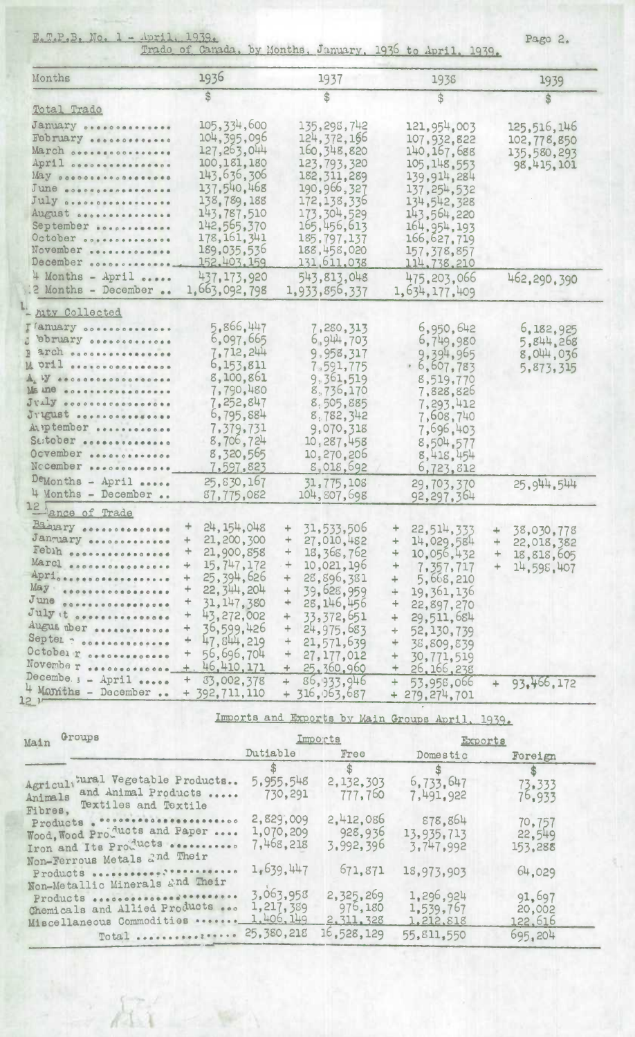## Trade of Canada, by Months, January, 1936 to April, 1939.

| Months | 1936 | 1937 | 1938 | 1939 |
|---|---|---|---|---|
| | $ | $ | $ | $ |
| **Total Trade** | | | | |
| January | 105,334,600 | 135,298,742 | 121,954,003 | 125,516,146 |
| February | 104,395,096 | 124,372,166 | 107,932,822 | 102,778,850 |
| March | 127,263,044 | 160,348,820 | 140,167,688 | 135,580,293 |
| April | 100,181,180 | 123,793,320 | 105,148,553 | 98,415,101 |
| May | 143,636,306 | 182,311,289 | 139,914,284 | |
| June | 137,540,468 | 190,966,327 | 137,254,532 | |
| July | 138,789,188 | 172,138,336 | 134,542,328 | |
| August | 143,787,510 | 173,304,529 | 143,564,220 | |
| September | 142,565,370 | 165,456,613 | 164,954,193 | |
| October | 178,161,341 | 185,797,137 | 166,627,719 | |
| November | 189,035,536 | 188,458,020 | 157,378,857 | |
| December | 152,403,159 | 131,611,038 | 114,738,210 | |
| 4 Months - April | 437,173,920 | 543,813,048 | 475,203,066 | 462,290,390 |
| 12 Months - December | 1,663,092,798 | 1,933,856,337 | 1,634,177,409 | |
| **Duty Collected** | | | | |
| January | 5,866,447 | 7,280,313 | 6,950,642 | 6,182,925 |
| February | 6,097,665 | 6,944,703 | 6,749,980 | 5,844,268 |
| March | 7,712,244 | 9,958,317 | 9,394,965 | 8,044,036 |
| April | 6,153,811 | 7,591,775 | 6,607,783 | 5,873,315 |
| May | 8,100,861 | 9,361,519 | 8,519,770 | |
| June | 7,790,480 | 8,736,170 | 7,828,826 | |
| July | 7,252,847 | 8,505,885 | 7,293,412 | |
| August | 6,795,884 | 8,782,342 | 7,608,740 | |
| September | 7,379,731 | 9,070,318 | 7,696,403 | |
| October | 8,706,724 | 10,287,458 | 8,504,577 | |
| November | 8,320,565 | 10,270,206 | 8,418,454 | |
| December | 7,597,823 | 8,018,692 | 6,723,812 | |
| 4 Months - April | 25,830,167 | 31,775,108 | 29,703,370 | 25,944,544 |
| 12 Months - December | 87,775,082 | 104,807,698 | 92,297,364 | |
| **Balance of Trade** | | | | |
| January | + 24,154,048 | + 31,533,506 | + 22,514,333 | + 38,030,778 |
| February | + 21,200,300 | + 27,010,482 | + 14,029,584 | + 22,018,382 |
| March | + 21,900,858 | + 18,368,762 | + 10,056,432 | + 18,818,605 |
| April | + 15,747,172 | + 10,021,196 | + 7,357,717 | + 14,598,407 |
| May | + 25,394,626 | + 28,896,381 | + 5,668,210 | |
| June | + 22,344,204 | + 39,628,959 | + 19,361,136 | |
| July | + 31,147,380 | + 28,146,456 | + 22,897,270 | |
| August | + 43,272,002 | + 33,372,651 | + 29,511,684 | |
| September | + 36,599,426 | + 24,975,683 | + 52,130,739 | |
| October | + 47,844,219 | + 21,571,639 | + 38,809,839 | |
| November | + 56,696,704 | + 27,177,012 | + 30,771,519 | |
| December | + 46,410,171 | + 25,360,960 | + 26,166,238 | |
| 4 Months - April | + 83,002,378 | + 86,933,946 | + 53,958,066 | + 93,466,172 |
| 12 Months - December | + 392,711,110 | + 316,063,687 | + 279,274,701 | |

## Imports and Exports by Main Groups April, 1939.

| Main Groups | Imports | | Exports | |
|---|---|---|---|---|
| | Dutiable | Free | Domestic | Foreign |
| | $ | $ | $ | $ |
| Agricultural Vegetable Products | 5,955,548 | 2,132,303 | 6,733,647 | 73,333 |
| Animals and Animal Products | 730,291 | 777,760 | 7,491,922 | 76,933 |
| Fibres, Textiles and Textile Products | 2,829,009 | 2,412,086 | 878,864 | 70,757 |
| Wood, Wood Products and Paper | 1,070,209 | 928,936 | 13,935,713 | 22,549 |
| Iron and Its Products | 7,468,218 | 3,992,396 | 3,747,992 | 153,288 |
| Non-Ferrous Metals and Their Products | 1,639,447 | 671,871 | 18,973,903 | 64,029 |
| Non-Metallic Minerals and Their Products | 3,063,958 | 2,325,269 | 1,296,924 | 91,697 |
| Chemicals and Allied Products | 1,217,389 | 976,180 | 1,539,767 | 20,002 |
| Miscellaneous Commodities | 1,406,149 | 2,311,328 | 1,212,818 | 122,616 |
| Total | 25,380,218 | 16,528,129 | 55,811,550 | 695,204 |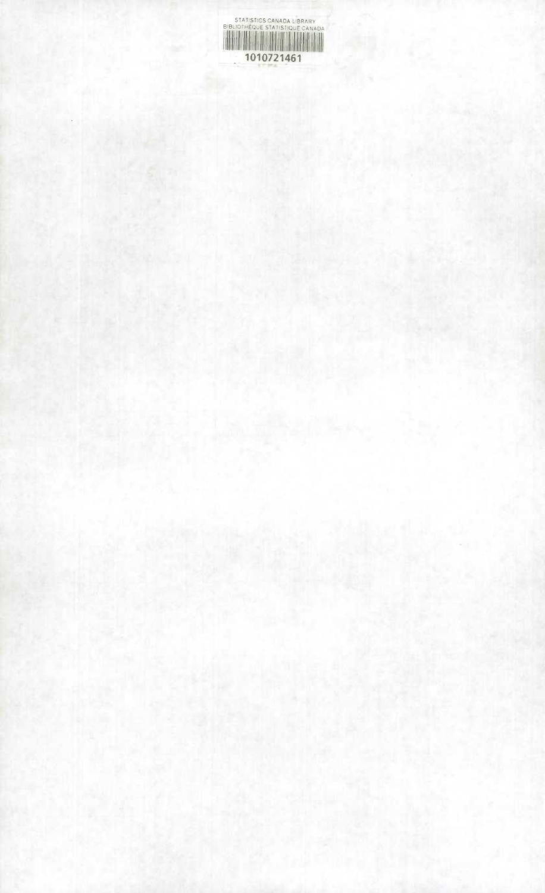STATISTICS CANADA LIBRARY
BIBLIOTHÈQUE STATISTIQUE CANADA

1010721461